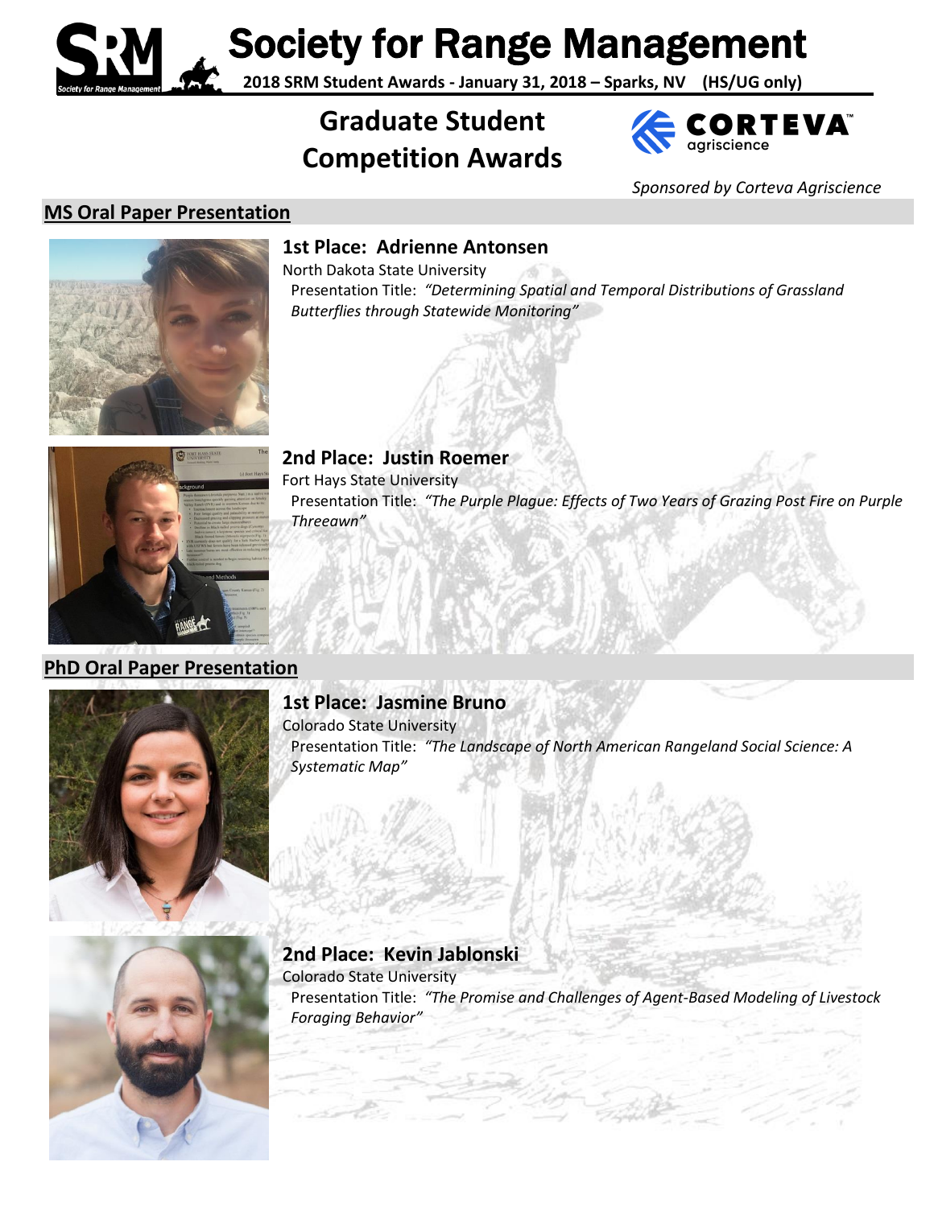# Society for Range Management

**2018 SRM Student Awards - January 31, 2018 – Sparks, NV (HS/UG only)**

## Graduate Student Competition Awards

*Sponsored by Corteva Agriscience*

### MS Oral Paper Presentation

**1st Place: Adrienne Antonsen**
North Dakota State University
Presentation Title: *"Determining Spatial and Temporal Distributions of Grassland Butterflies through Statewide Monitoring"*

**2nd Place: Justin Roemer**
Fort Hays State University
Presentation Title: *"The Purple Plague: Effects of Two Years of Grazing Post Fire on Purple Threeawn"*

### PhD Oral Paper Presentation

**1st Place: Jasmine Bruno**
Colorado State University
Presentation Title: *"The Landscape of North American Rangeland Social Science: A Systematic Map"*

**2nd Place: Kevin Jablonski**
Colorado State University
Presentation Title: *"The Promise and Challenges of Agent-Based Modeling of Livestock Foraging Behavior"*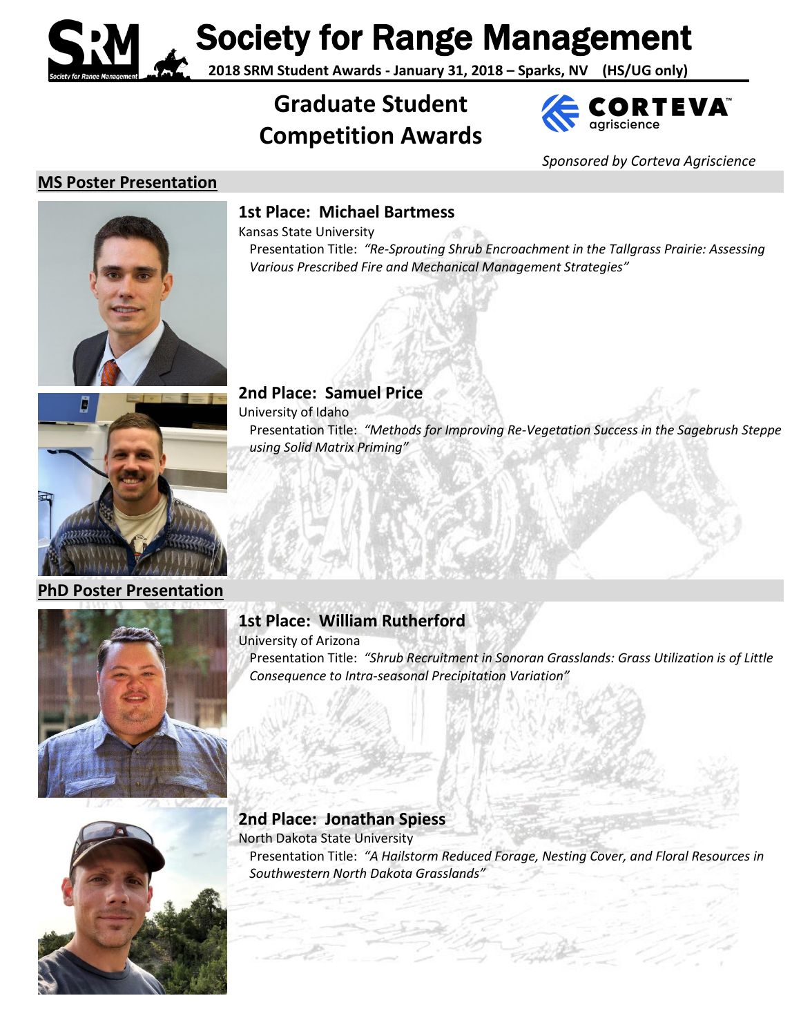# Society for Range Management

**2018 SRM Student Awards - January 31, 2018 – Sparks, NV (HS/UG only)**

## Graduate Student Competition Awards

*Sponsored by Corteva Agriscience*

### MS Poster Presentation

**1st Place: Michael Bartmess**
Kansas State University
Presentation Title: *"Re-Sprouting Shrub Encroachment in the Tallgrass Prairie: Assessing Various Prescribed Fire and Mechanical Management Strategies"*

**2nd Place: Samuel Price**
University of Idaho
Presentation Title: *"Methods for Improving Re-Vegetation Success in the Sagebrush Steppe using Solid Matrix Priming"*

### PhD Poster Presentation

**1st Place: William Rutherford**
University of Arizona
Presentation Title: *"Shrub Recruitment in Sonoran Grasslands: Grass Utilization is of Little Consequence to Intra-seasonal Precipitation Variation"*

**2nd Place: Jonathan Spiess**
North Dakota State University
Presentation Title: *"A Hailstorm Reduced Forage, Nesting Cover, and Floral Resources in Southwestern North Dakota Grasslands"*